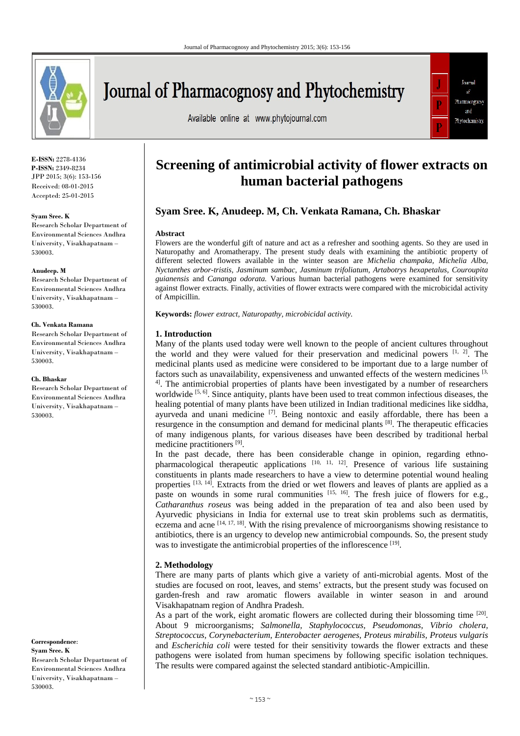# Screening of antimicrobial activity of flower extracts on human bacterial pathogens

**Syam Sree. K, Anudeep. M, Ch. Venkata Ramana, Ch. Bhaskar**

**E-ISSN:** 2278-4136
**P-ISSN:** 2349-8234
JPP 2015; 3(6): 153-156
Received: 08-01-2015
Accepted: 25-01-2015

**Syam Sree. K**
Research Scholar Department of Environmental Sciences Andhra University, Visakhapatnam – 530003.

**Anudeep. M**
Research Scholar Department of Environmental Sciences Andhra University, Visakhapatnam – 530003.

**Ch. Venkata Ramana**
Research Scholar Department of Environmental Sciences Andhra University, Visakhapatnam – 530003.

**Ch. Bhaskar**
Research Scholar Department of Environmental Sciences Andhra University, Visakhapatnam – 530003.

**Correspondence**:
**Syam Sree. K**
Research Scholar Department of Environmental Sciences Andhra University, Visakhapatnam – 530003.

## Abstract

Flowers are the wonderful gift of nature and act as a refresher and soothing agents. So they are used in Naturopathy and Aromatherapy. The present study deals with examining the antibiotic property of different selected flowers available in the winter season are *Michelia champaka, Michelia Alba, Nyctanthes arbor-tristis, Jasminum sambac, Jasminum trifoliatum, Artabotrys hexapetalus, Couroupita guianensis* and *Cananga odorata.* Various human bacterial pathogens were examined for sensitivity against flower extracts. Finally, activities of flower extracts were compared with the microbicidal activity of Ampicillin.

**Keywords:** *flower extract, Naturopathy, microbicidal activity.*

## 1. Introduction

Many of the plants used today were well known to the people of ancient cultures throughout the world and they were valued for their preservation and medicinal powers [1, 2]. The medicinal plants used as medicine were considered to be important due to a large number of factors such as unavailability, expensiveness and unwanted effects of the western medicines [3, 4]. The antimicrobial properties of plants have been investigated by a number of researchers worldwide [5, 6]. Since antiquity, plants have been used to treat common infectious diseases, the healing potential of many plants have been utilized in Indian traditional medicines like siddha, ayurveda and unani medicine [7]. Being nontoxic and easily affordable, there has been a resurgence in the consumption and demand for medicinal plants [8]. The therapeutic efficacies of many indigenous plants, for various diseases have been described by traditional herbal medicine practitioners [9].

In the past decade, there has been considerable change in opinion, regarding ethno-pharmacological therapeutic applications [10, 11, 12]. Presence of various life sustaining constituents in plants made researchers to have a view to determine potential wound healing properties [13, 14]. Extracts from the dried or wet flowers and leaves of plants are applied as a paste on wounds in some rural communities [15, 16]. The fresh juice of flowers for e.g., *Catharanthus roseus* was being added in the preparation of tea and also been used by Ayurvedic physicians in India for external use to treat skin problems such as dermatitis, eczema and acne [14, 17, 18]. With the rising prevalence of microorganisms showing resistance to antibiotics, there is an urgency to develop new antimicrobial compounds. So, the present study was to investigate the antimicrobial properties of the inflorescence [19].

## 2. Methodology

There are many parts of plants which give a variety of anti-microbial agents. Most of the studies are focused on root, leaves, and stems' extracts, but the present study was focused on garden-fresh and raw aromatic flowers available in winter season in and around Visakhapatnam region of Andhra Pradesh.

As a part of the work, eight aromatic flowers are collected during their blossoming time [20]. About 9 microorganisms; *Salmonella, Staphylococcus, Pseudomonas, Vibrio cholera, Streptococcus, Corynebacterium, Enterobacter aerogenes, Proteus mirabilis, Proteus vulgaris* and *Escherichia coli* were tested for their sensitivity towards the flower extracts and these pathogens were isolated from human specimens by following specific isolation techniques. The results were compared against the selected standard antibiotic-Ampicillin.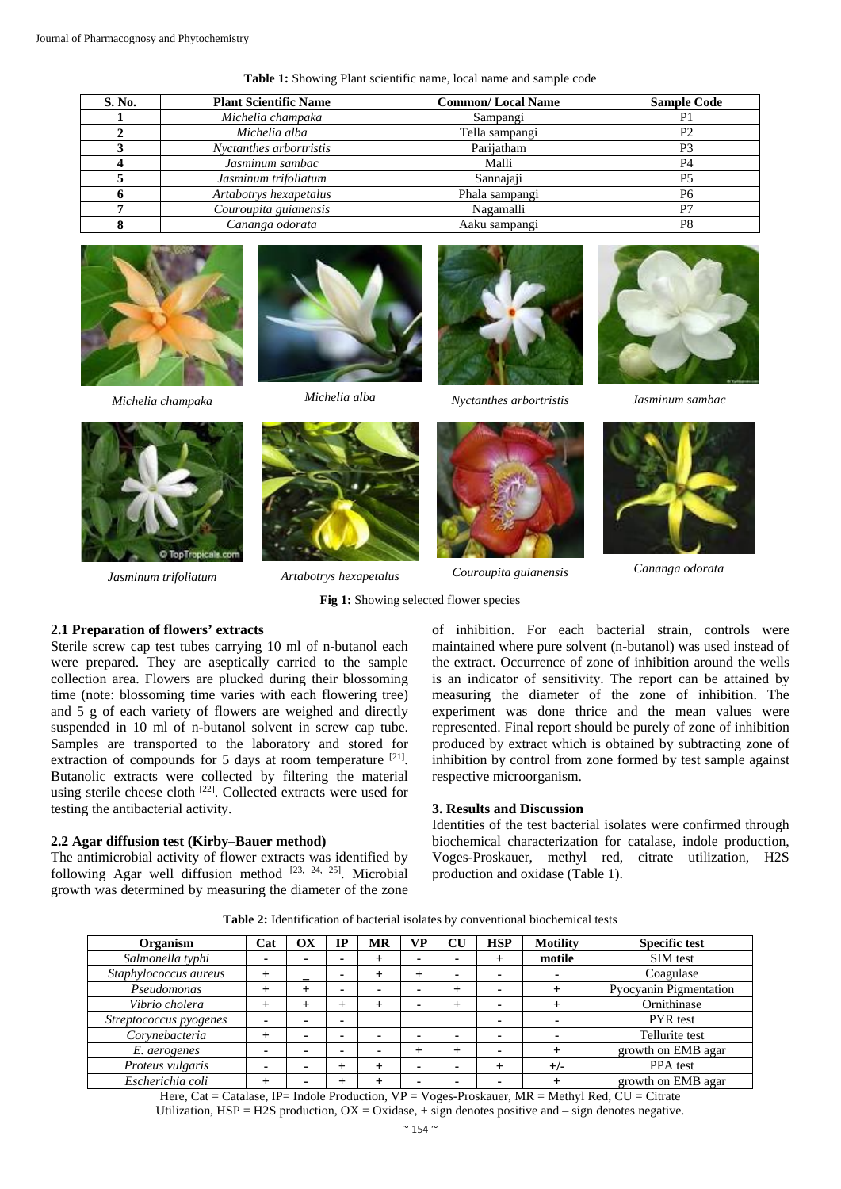**Table 1:** Showing Plant scientific name, local name and sample code

| S. No. | Plant Scientific Name | Common/ Local Name | Sample Code |
|---|---|---|---|
| 1 | *Michelia champaka* | Sampangi | P1 |
| 2 | *Michelia alba* | Tella sampangi | P2 |
| 3 | *Nyctanthes arbortristis* | Parijatham | P3 |
| 4 | *Jasminum sambac* | Malli | P4 |
| 5 | *Jasminum trifoliatum* | Sannajaji | P5 |
| 6 | *Artabotrys hexapetalus* | Phala sampangi | P6 |
| 7 | *Couroupita guianensis* | Nagamalli | P7 |
| 8 | *Cananga odorata* | Aaku sampangi | P8 |

**Fig 1:** Showing selected flower species

### 2.1 Preparation of flowers' extracts

Sterile screw cap test tubes carrying 10 ml of n-butanol each were prepared. They are aseptically carried to the sample collection area. Flowers are plucked during their blossoming time (note: blossoming time varies with each flowering tree) and 5 g of each variety of flowers are weighed and directly suspended in 10 ml of n-butanol solvent in screw cap tube. Samples are transported to the laboratory and stored for extraction of compounds for 5 days at room temperature [21]. Butanolic extracts were collected by filtering the material using sterile cheese cloth [22]. Collected extracts were used for testing the antibacterial activity.

### 2.2 Agar diffusion test (Kirby–Bauer method)

The antimicrobial activity of flower extracts was identified by following Agar well diffusion method [23, 24, 25]. Microbial growth was determined by measuring the diameter of the zone of inhibition. For each bacterial strain, controls were maintained where pure solvent (n-butanol) was used instead of the extract. Occurrence of zone of inhibition around the wells is an indicator of sensitivity. The report can be attained by measuring the diameter of the zone of inhibition. The experiment was done thrice and the mean values were represented. Final report should be purely of zone of inhibition produced by extract which is obtained by subtracting zone of inhibition by control from zone formed by test sample against respective microorganism.

## 3. Results and Discussion

Identities of the test bacterial isolates were confirmed through biochemical characterization for catalase, indole production, Voges-Proskauer, methyl red, citrate utilization, H2S production and oxidase (Table 1).

**Table 2:** Identification of bacterial isolates by conventional biochemical tests

| Organism | Cat | OX | IP | MR | VP | CU | HSP | Motility | Specific test |
|---|---|---|---|---|---|---|---|---|---|
| *Salmonella typhi* | - | - | - | + | - | - | + | motile | SIM test |
| *Staphylococcus aureus* | + | _ | - | + | + | - | - | - | Coagulase |
| *Pseudomonas* | + | + | - | - | - | + | - | + | Pyocyanin Pigmentation |
| *Vibrio cholera* | + | + | + | + | - | + | - | + | Ornithinase |
| *Streptococcus pyogenes* | - | - | - | | | | - | - | PYR test |
| *Corynebacteria* | + | - | - | - | - | - | - | - | Tellurite test |
| *E. aerogenes* | - | - | - | - | + | + | - | + | growth on EMB agar |
| *Proteus vulgaris* | - | - | + | + | - | - | + | +/- | PPA test |
| *Escherichia coli* | + | - | + | + | - | - | - | + | growth on EMB agar |

Here, Cat = Catalase, IP= Indole Production, VP = Voges-Proskauer, MR = Methyl Red, CU = Citrate Utilization, HSP = H2S production, OX = Oxidase, + sign denotes positive and – sign denotes negative.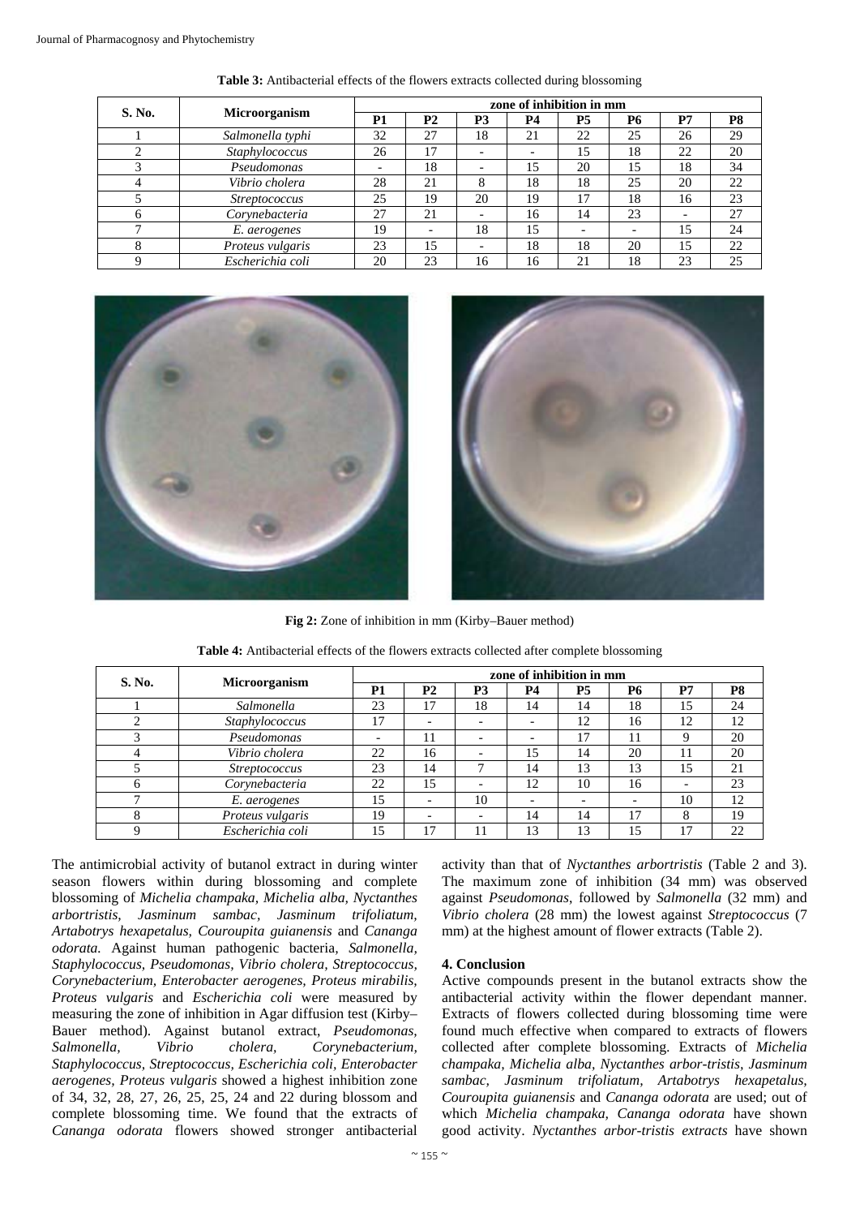**Table 3:** Antibacterial effects of the flowers extracts collected during blossoming

| S. No. | Microorganism | zone of inhibition in mm | | | | | | | |
|---|---|---|---|---|---|---|---|---|---|
| | | P1 | P2 | P3 | P4 | P5 | P6 | P7 | P8 |
| 1 | *Salmonella typhi* | 32 | 27 | 18 | 21 | 22 | 25 | 26 | 29 |
| 2 | *Staphylococcus* | 26 | 17 | - | - | 15 | 18 | 22 | 20 |
| 3 | *Pseudomonas* | - | 18 | - | 15 | 20 | 15 | 18 | 34 |
| 4 | *Vibrio cholera* | 28 | 21 | 8 | 18 | 18 | 25 | 20 | 22 |
| 5 | *Streptococcus* | 25 | 19 | 20 | 19 | 17 | 18 | 16 | 23 |
| 6 | *Corynebacteria* | 27 | 21 | - | 16 | 14 | 23 | - | 27 |
| 7 | *E. aerogenes* | 19 | - | 18 | 15 | - | - | 15 | 24 |
| 8 | *Proteus vulgaris* | 23 | 15 | - | 18 | 18 | 20 | 15 | 22 |
| 9 | *Escherichia coli* | 20 | 23 | 16 | 16 | 21 | 18 | 23 | 25 |

**Fig 2:** Zone of inhibition in mm (Kirby–Bauer method)

**Table 4:** Antibacterial effects of the flowers extracts collected after complete blossoming

| S. No. | Microorganism | zone of inhibition in mm | | | | | | | |
|---|---|---|---|---|---|---|---|---|---|
| | | P1 | P2 | P3 | P4 | P5 | P6 | P7 | P8 |
| 1 | *Salmonella* | 23 | 17 | 18 | 14 | 14 | 18 | 15 | 24 |
| 2 | *Staphylococcus* | 17 | - | - | - | 12 | 16 | 12 | 12 |
| 3 | *Pseudomonas* | - | 11 | - | - | 17 | 11 | 9 | 20 |
| 4 | *Vibrio cholera* | 22 | 16 | - | 15 | 14 | 20 | 11 | 20 |
| 5 | *Streptococcus* | 23 | 14 | 7 | 14 | 13 | 13 | 15 | 21 |
| 6 | *Corynebacteria* | 22 | 15 | - | 12 | 10 | 16 | - | 23 |
| 7 | *E. aerogenes* | 15 | - | 10 | - | - | - | 10 | 12 |
| 8 | *Proteus vulgaris* | 19 | - | - | 14 | 14 | 17 | 8 | 19 |
| 9 | *Escherichia coli* | 15 | 17 | 11 | 13 | 13 | 15 | 17 | 22 |

The antimicrobial activity of butanol extract in during winter season flowers within during blossoming and complete blossoming of *Michelia champaka, Michelia alba, Nyctanthes arbortristis, Jasminum sambac, Jasminum trifoliatum, Artabotrys hexapetalus, Couroupita guianensis* and *Cananga odorata.* Against human pathogenic bacteria, *Salmonella, Staphylococcus, Pseudomonas, Vibrio cholera, Streptococcus, Corynebacterium, Enterobacter aerogenes, Proteus mirabilis, Proteus vulgaris* and *Escherichia coli* were measured by measuring the zone of inhibition in Agar diffusion test (Kirby–Bauer method). Against butanol extract, *Pseudomonas, Salmonella, Vibrio cholera, Corynebacterium, Staphylococcus, Streptococcus, Escherichia coli, Enterobacter aerogenes, Proteus vulgaris* showed a highest inhibition zone of 34, 32, 28, 27, 26, 25, 25, 24 and 22 during blossom and complete blossoming time. We found that the extracts of *Cananga odorata* flowers showed stronger antibacterial activity than that of *Nyctanthes arbortristis* (Table 2 and 3). The maximum zone of inhibition (34 mm) was observed against *Pseudomonas*, followed by *Salmonella* (32 mm) and *Vibrio cholera* (28 mm) the lowest against *Streptococcus* (7 mm) at the highest amount of flower extracts (Table 2).

## 4. Conclusion

Active compounds present in the butanol extracts show the antibacterial activity within the flower dependant manner. Extracts of flowers collected during blossoming time were found much effective when compared to extracts of flowers collected after complete blossoming. Extracts of *Michelia champaka, Michelia alba, Nyctanthes arbor-tristis, Jasminum sambac, Jasminum trifoliatum, Artabotrys hexapetalus, Couroupita guianensis* and *Cananga odorata* are used; out of which *Michelia champaka, Cananga odorata* have shown good activity. *Nyctanthes arbor-tristis extracts* have shown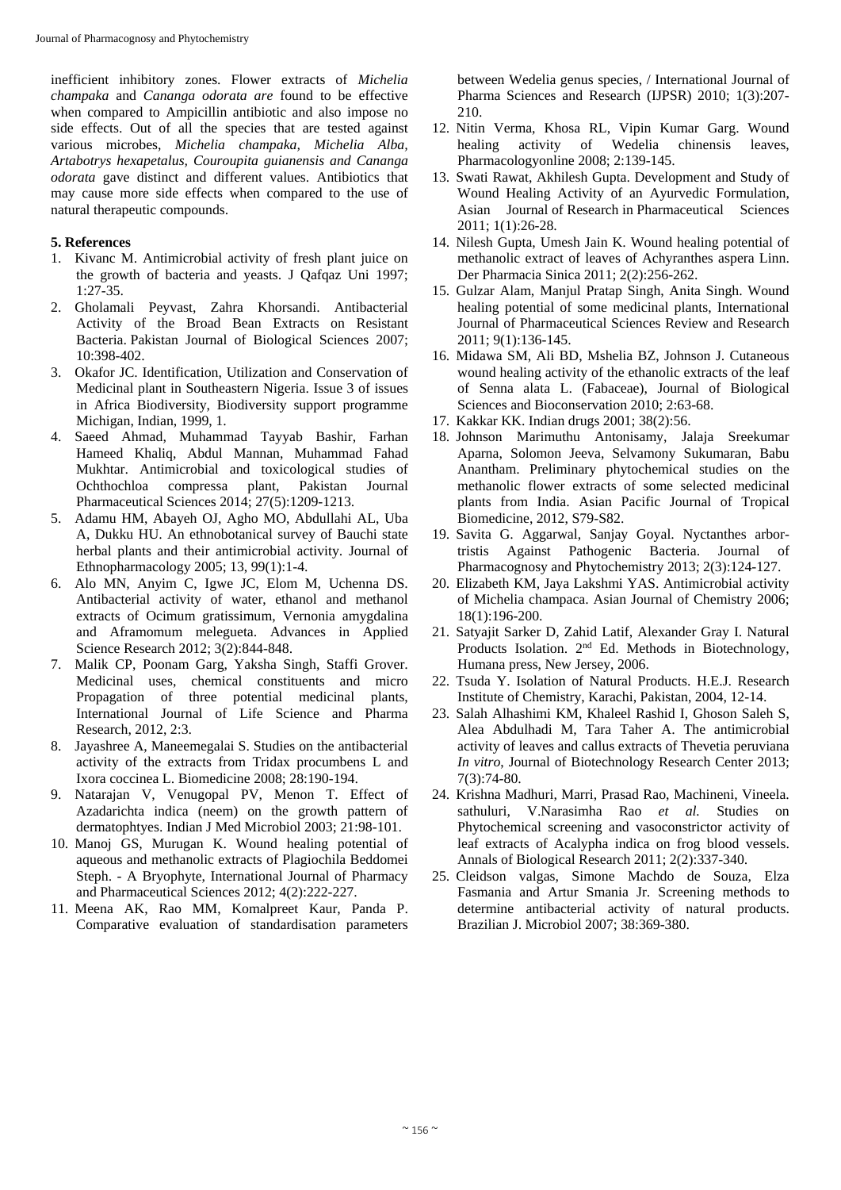inefficient inhibitory zones. Flower extracts of *Michelia champaka* and *Cananga odorata are* found to be effective when compared to Ampicillin antibiotic and also impose no side effects. Out of all the species that are tested against various microbes, *Michelia champaka, Michelia Alba, Artabotrys hexapetalus, Couroupita guianensis and Cananga odorata* gave distinct and different values. Antibiotics that may cause more side effects when compared to the use of natural therapeutic compounds.

## 5. References

1. Kivanc M. Antimicrobial activity of fresh plant juice on the growth of bacteria and yeasts. J Qafqaz Uni 1997; 1:27-35.
2. Gholamali Peyvast, Zahra Khorsandi. Antibacterial Activity of the Broad Bean Extracts on Resistant Bacteria. Pakistan Journal of Biological Sciences 2007; 10:398-402.
3. Okafor JC. Identification, Utilization and Conservation of Medicinal plant in Southeastern Nigeria. Issue 3 of issues in Africa Biodiversity, Biodiversity support programme Michigan, Indian, 1999, 1.
4. Saeed Ahmad, Muhammad Tayyab Bashir, Farhan Hameed Khaliq, Abdul Mannan, Muhammad Fahad Mukhtar. Antimicrobial and toxicological studies of Ochthochloa compressa plant, Pakistan Journal Pharmaceutical Sciences 2014; 27(5):1209-1213.
5. Adamu HM, Abayeh OJ, Agho MO, Abdullahi AL, Uba A, Dukku HU. An ethnobotanical survey of Bauchi state herbal plants and their antimicrobial activity. Journal of Ethnopharmacology 2005; 13, 99(1):1-4.
6. Alo MN, Anyim C, Igwe JC, Elom M, Uchenna DS. Antibacterial activity of water, ethanol and methanol extracts of Ocimum gratissimum, Vernonia amygdalina and Aframomum melegueta. Advances in Applied Science Research 2012; 3(2):844-848.
7. Malik CP, Poonam Garg, Yaksha Singh, Staffi Grover. Medicinal uses, chemical constituents and micro Propagation of three potential medicinal plants, International Journal of Life Science and Pharma Research, 2012, 2:3.
8. Jayashree A, Maneemegalai S. Studies on the antibacterial activity of the extracts from Tridax procumbens L and Ixora coccinea L. Biomedicine 2008; 28:190-194.
9. Natarajan V, Venugopal PV, Menon T. Effect of Azadarichta indica (neem) on the growth pattern of dermatophtyes. Indian J Med Microbiol 2003; 21:98-101.
10. Manoj GS, Murugan K. Wound healing potential of aqueous and methanolic extracts of Plagiochila Beddomei Steph. - A Bryophyte, International Journal of Pharmacy and Pharmaceutical Sciences 2012; 4(2):222-227.
11. Meena AK, Rao MM, Komalpreet Kaur, Panda P. Comparative evaluation of standardisation parameters between Wedelia genus species, / International Journal of Pharma Sciences and Research (IJPSR) 2010; 1(3):207-210.
12. Nitin Verma, Khosa RL, Vipin Kumar Garg. Wound healing activity of Wedelia chinensis leaves, Pharmacologyonline 2008; 2:139-145.
13. Swati Rawat, Akhilesh Gupta. Development and Study of Wound Healing Activity of an Ayurvedic Formulation, Asian Journal of Research in Pharmaceutical Sciences 2011; 1(1):26-28.
14. Nilesh Gupta, Umesh Jain K. Wound healing potential of methanolic extract of leaves of Achyranthes aspera Linn. Der Pharmacia Sinica 2011; 2(2):256-262.
15. Gulzar Alam, Manjul Pratap Singh, Anita Singh. Wound healing potential of some medicinal plants, International Journal of Pharmaceutical Sciences Review and Research 2011; 9(1):136-145.
16. Midawa SM, Ali BD, Mshelia BZ, Johnson J. Cutaneous wound healing activity of the ethanolic extracts of the leaf of Senna alata L. (Fabaceae), Journal of Biological Sciences and Bioconservation 2010; 2:63-68.
17. Kakkar KK. Indian drugs 2001; 38(2):56.
18. Johnson Marimuthu Antonisamy, Jalaja Sreekumar Aparna, Solomon Jeeva, Selvamony Sukumaran, Babu Anantham. Preliminary phytochemical studies on the methanolic flower extracts of some selected medicinal plants from India. Asian Pacific Journal of Tropical Biomedicine, 2012, S79-S82.
19. Savita G. Aggarwal, Sanjay Goyal. Nyctanthes arbor-tristis Against Pathogenic Bacteria. Journal of Pharmacognosy and Phytochemistry 2013; 2(3):124-127.
20. Elizabeth KM, Jaya Lakshmi YAS. Antimicrobial activity of Michelia champaca. Asian Journal of Chemistry 2006; 18(1):196-200.
21. Satyajit Sarker D, Zahid Latif, Alexander Gray I. Natural Products Isolation. 2nd Ed. Methods in Biotechnology, Humana press, New Jersey, 2006.
22. Tsuda Y. Isolation of Natural Products. H.E.J. Research Institute of Chemistry, Karachi, Pakistan, 2004, 12-14.
23. Salah Alhashimi KM, Khaleel Rashid I, Ghoson Saleh S, Alea Abdulhadi M, Tara Taher A. The antimicrobial activity of leaves and callus extracts of Thevetia peruviana *In vitro*, Journal of Biotechnology Research Center 2013; 7(3):74-80.
24. Krishna Madhuri, Marri, Prasad Rao, Machineni, Vineela. sathuluri, V.Narasimha Rao *et al.* Studies on Phytochemical screening and vasoconstrictor activity of leaf extracts of Acalypha indica on frog blood vessels. Annals of Biological Research 2011; 2(2):337-340.
25. Cleidson valgas, Simone Machdo de Souza, Elza Fasmania and Artur Smania Jr. Screening methods to determine antibacterial activity of natural products. Brazilian J. Microbiol 2007; 38:369-380.